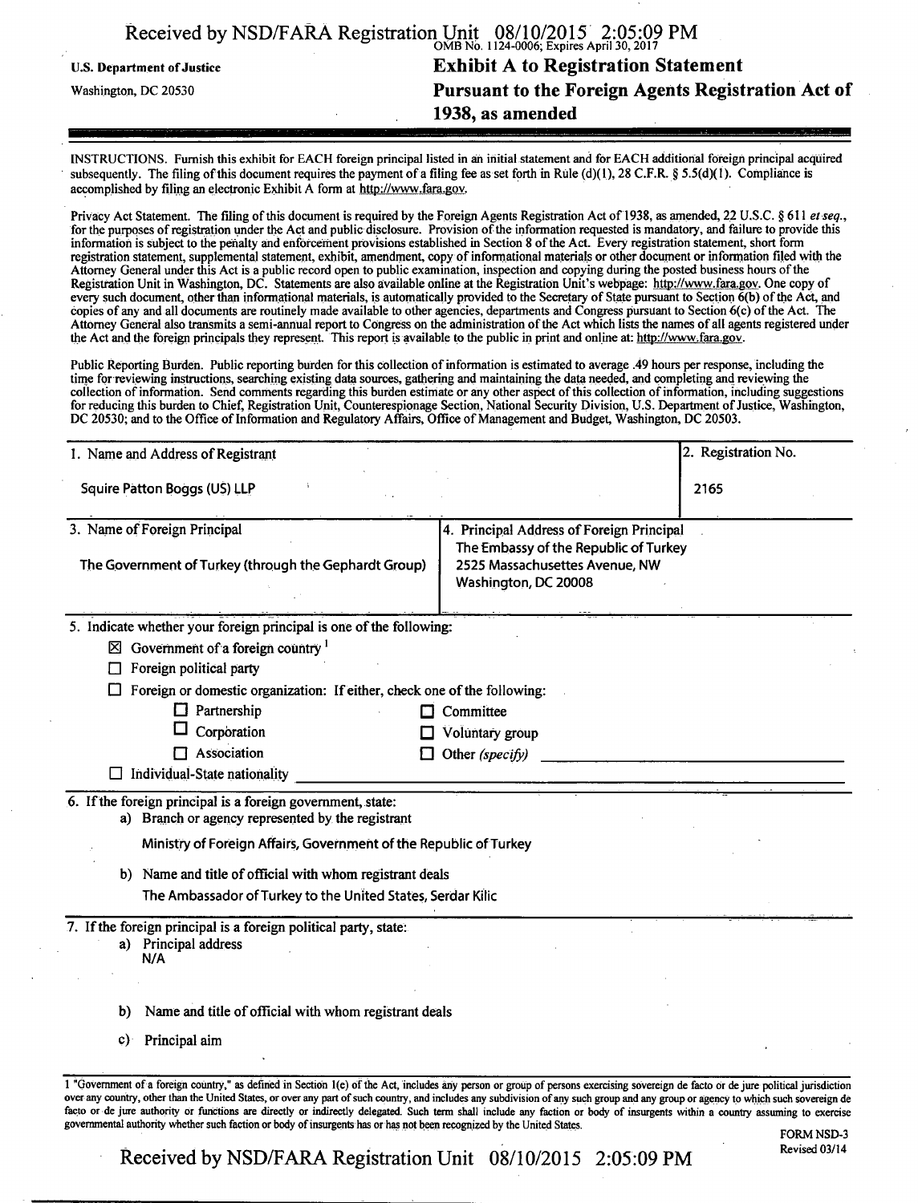U.S. Department of Justice

Washington, DC 20530

OMB No. 1124-0006; Expires April 30, 2017

# Exhibit A to Registration Statement Pursuant to the Foreign Agents Registration Act of 1938, as amended

INSTRUCTIONS. Furnish this exhibit for EACH foreign principal listed in an initial statement and for EACH additional foreign principal acquired subsequently. The filing of this document requires the payment of a filing fee as set forth in Rule (d)(1), 28 C.F.R. § 5.5(d)(1). Compliance is accomplished by filing an electronic Exhibit A form at http://www.fara.gov.

Privacy Act Statement. The filing of this document is required by the Foreign Agents Registration Act of 1938, as amended, 22 U.S.C. § 611 *et seq.*, for the purposes of registration under the Act and public disclosure. Provision of the information requested is mandatory, and failure to provide this information is subject to the penalty and enforcement provisions established in Section 8 of the Act. Every registration statement, short form registration statement, supplemental statement, exhibit, amendment, copy of informational materials or other document or information filed with the Attorney General under this Act is a public record open to public examination, inspection and copying during the posted business hours of the Registration Unit in Washington, DC. Statements are also available online at the Registration Unit's webpage: http://www.fara.gov. One copy of every such document, other than informational materials, is automatically provided to the Secretary of State pursuant to Section 6(b) of the Act, and copies of any and all documents are routinely made available to other agencies, departments and Congress pursuant to Section 6(c) of the Act. The Attorney General also transmits a semi-annual report to Congress on the administration of the Act which lists the names of all agents registered under the Act and the foreign principals they represent. This report is available to the public in print and online at: http://www.fara.gov.

Public Reporting Burden. Public reporting burden for this collection of information is estimated to average .49 hours per response, including the time for reviewing instructions, searching existing data sources, gathering and maintaining the data needed, and completing and reviewing the collection of information. Send comments regarding this burden estimate or any other aspect of this collection of information, including suggestions for reducing this burden to Chief, Registration Unit, Counterespionage Section, National Security Division, U.S. Department of Justice, Washington, DC 20530; and to the Office of Information and Regulatory Affairs, Office of Management and Budget, Washington, DC 20503.

| 1. Name and Address of Registrant | 2. Registration No. |
|---|---|
| Squire Patton Boggs (US) LLP | 2165 |

| 3. Name of Foreign Principal | 4. Principal Address of Foreign Principal |
|---|---|
| The Government of Turkey (through the Gephardt Group) | The Embassy of the Republic of Turkey<br>2525 Massachusetts Avenue, NW<br>Washington, DC 20008 |

5. Indicate whether your foreign principal is one of the following:

- ☒ Government of a foreign country [1]
- ☐ Foreign political party
- ☐ Foreign or domestic organization: If either, check one of the following:
  - ☐ Partnership
  - ☐ Committee
  - ☐ Corporation
  - ☐ Voluntary group
  - ☐ Association
  - ☐ Other *(specify)*
- ☐ Individual-State nationality

6. If the foreign principal is a foreign government, state:

a) Branch or agency represented by the registrant

Ministry of Foreign Affairs, Government of the Republic of Turkey

b) Name and title of official with whom registrant deals

The Ambassador of Turkey to the United States, Serdar Kilic

7. If the foreign principal is a foreign political party, state:

a) Principal address

N/A

b) Name and title of official with whom registrant deals

c) Principal aim

---

1 "Government of a foreign country," as defined in Section 1(e) of the Act, includes any person or group of persons exercising sovereign de facto or de jure political jurisdiction over any country, other than the United States, or over any part of such country, and includes any subdivision of any such group and any group or agency to which such sovereign de facto or de jure authority or functions are directly or indirectly delegated. Such term shall include any faction or body of insurgents within a country assuming to exercise governmental authority whether such faction or body of insurgents has or has not been recognized by the United States.

FORM NSD-3
Revised 03/14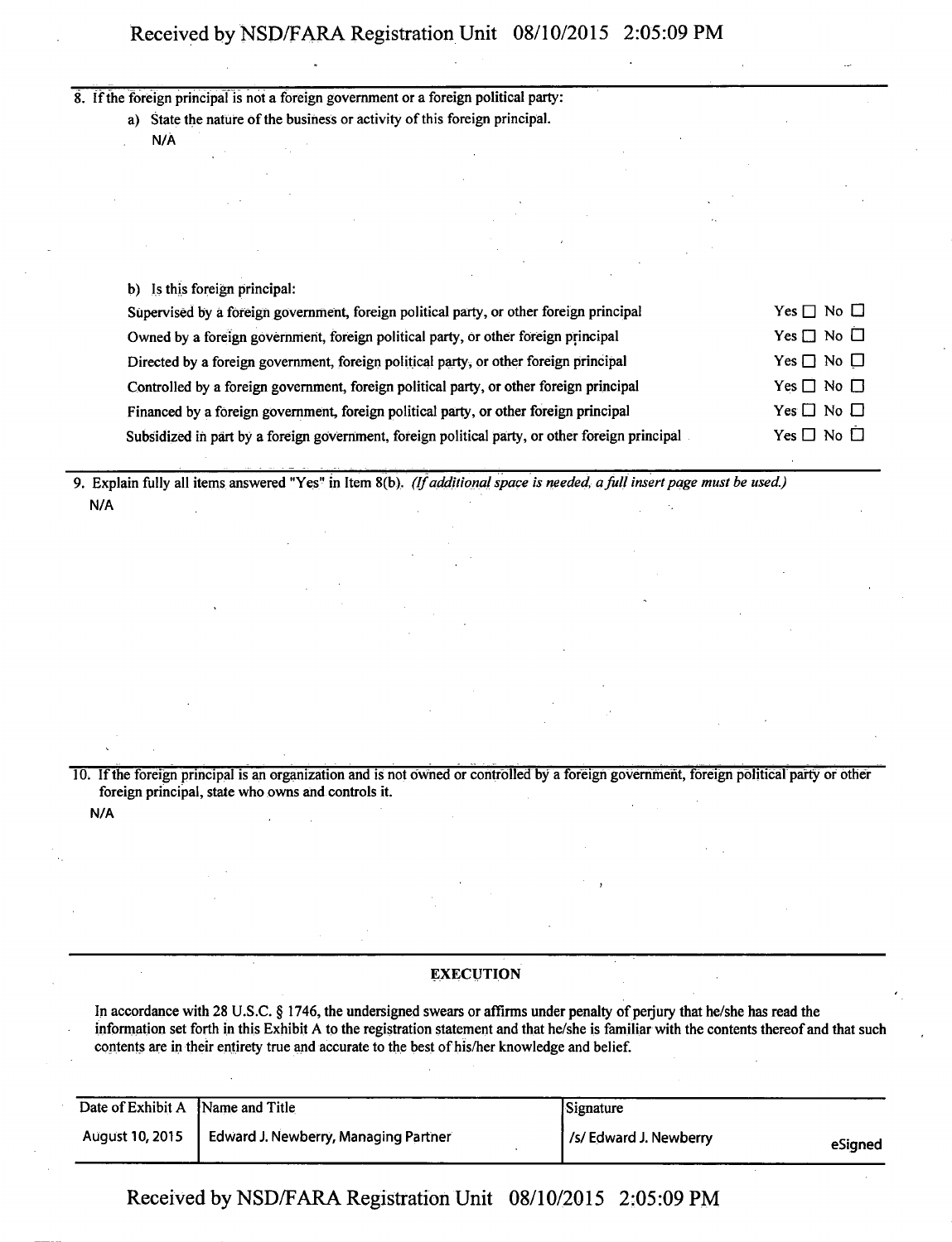8. If the foreign principal is not a foreign government or a foreign political party:

a) State the nature of the business or activity of this foreign principal.

N/A

b) Is this foreign principal:

| | |
|---|---|
| Supervised by a foreign government, foreign political party, or other foreign principal | Yes ☐ No ☐ |
| Owned by a foreign government, foreign political party, or other foreign principal | Yes ☐ No ☐ |
| Directed by a foreign government, foreign political party, or other foreign principal | Yes ☐ No ☐ |
| Controlled by a foreign government, foreign political party, or other foreign principal | Yes ☐ No ☐ |
| Financed by a foreign government, foreign political party, or other foreign principal | Yes ☐ No ☐ |
| Subsidized in part by a foreign government, foreign political party, or other foreign principal | Yes ☐ No ☐ |

9. Explain fully all items answered "Yes" in Item 8(b). *(If additional space is needed, a full insert page must be used.)*

N/A

10. If the foreign principal is an organization and is not owned or controlled by a foreign government, foreign political party or other foreign principal, state who owns and controls it.

N/A

## EXECUTION

In accordance with 28 U.S.C. § 1746, the undersigned swears or affirms under penalty of perjury that he/she has read the information set forth in this Exhibit A to the registration statement and that he/she is familiar with the contents thereof and that such contents are in their entirety true and accurate to the best of his/her knowledge and belief.

| Date of Exhibit A | Name and Title | Signature |
|---|---|---|
| August 10, 2015 | Edward J. Newberry, Managing Partner | /s/ Edward J. Newberry eSigned |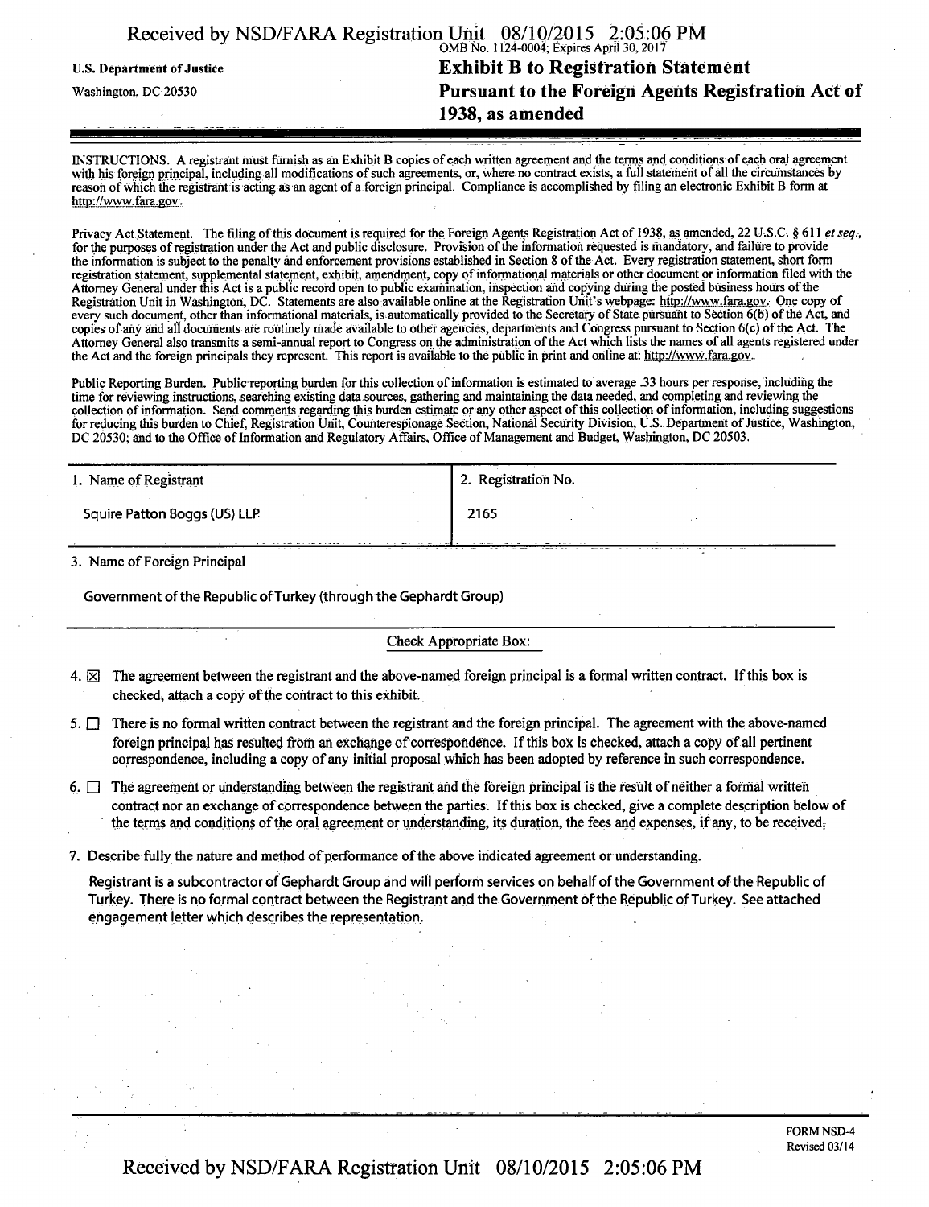OMB No. 1124-0004; Expires April 30, 2017

U.S. Department of Justice

Washington, DC 20530

# Exhibit B to Registration Statement Pursuant to the Foreign Agents Registration Act of 1938, as amended

INSTRUCTIONS. A registrant must furnish as an Exhibit B copies of each written agreement and the terms and conditions of each oral agreement with his foreign principal, including all modifications of such agreements, or, where no contract exists, a full statement of all the circumstances by reason of which the registrant is acting as an agent of a foreign principal. Compliance is accomplished by filing an electronic Exhibit B form at http://www.fara.gov.

Privacy Act Statement. The filing of this document is required for the Foreign Agents Registration Act of 1938, as amended, 22 U.S.C. § 611 *et seq.*, for the purposes of registration under the Act and public disclosure. Provision of the information requested is mandatory, and failure to provide the information is subject to the penalty and enforcement provisions established in Section 8 of the Act. Every registration statement, short form registration statement, supplemental statement, exhibit, amendment, copy of informational materials or other document or information filed with the Attorney General under this Act is a public record open to public examination, inspection and copying during the posted business hours of the Registration Unit in Washington, DC. Statements are also available online at the Registration Unit's webpage: http://www.fara.gov. One copy of every such document, other than informational materials, is automatically provided to the Secretary of State pursuant to Section 6(b) of the Act, and copies of any and all documents are routinely made available to other agencies, departments and Congress pursuant to Section 6(c) of the Act. The Attorney General also transmits a semi-annual report to Congress on the administration of the Act which lists the names of all agents registered under the Act and the foreign principals they represent. This report is available to the public in print and online at: http://www.fara.gov.

Public Reporting Burden. Public reporting burden for this collection of information is estimated to average .33 hours per response, including the time for reviewing instructions, searching existing data sources, gathering and maintaining the data needed, and completing and reviewing the collection of information. Send comments regarding this burden estimate or any other aspect of this collection of information, including suggestions for reducing this burden to Chief, Registration Unit, Counterespionage Section, National Security Division, U.S. Department of Justice, Washington, DC 20530; and to the Office of Information and Regulatory Affairs, Office of Management and Budget, Washington, DC 20503.

| 1. Name of Registrant | 2. Registration No. |
|---|---|
| Squire Patton Boggs (US) LLP | 2165 |

3. Name of Foreign Principal

Government of the Republic of Turkey (through the Gephardt Group)

Check Appropriate Box:

4. ☒ The agreement between the registrant and the above-named foreign principal is a formal written contract. If this box is checked, attach a copy of the contract to this exhibit.

5. ☐ There is no formal written contract between the registrant and the foreign principal. The agreement with the above-named foreign principal has resulted from an exchange of correspondence. If this box is checked, attach a copy of all pertinent correspondence, including a copy of any initial proposal which has been adopted by reference in such correspondence.

6. ☐ The agreement or understanding between the registrant and the foreign principal is the result of neither a formal written contract nor an exchange of correspondence between the parties. If this box is checked, give a complete description below of the terms and conditions of the oral agreement or understanding, its duration, the fees and expenses, if any, to be received.

7. Describe fully the nature and method of performance of the above indicated agreement or understanding.

Registrant is a subcontractor of Gephardt Group and will perform services on behalf of the Government of the Republic of Turkey. There is no formal contract between the Registrant and the Government of the Republic of Turkey. See attached engagement letter which describes the representation.

FORM NSD-4
Revised 03/14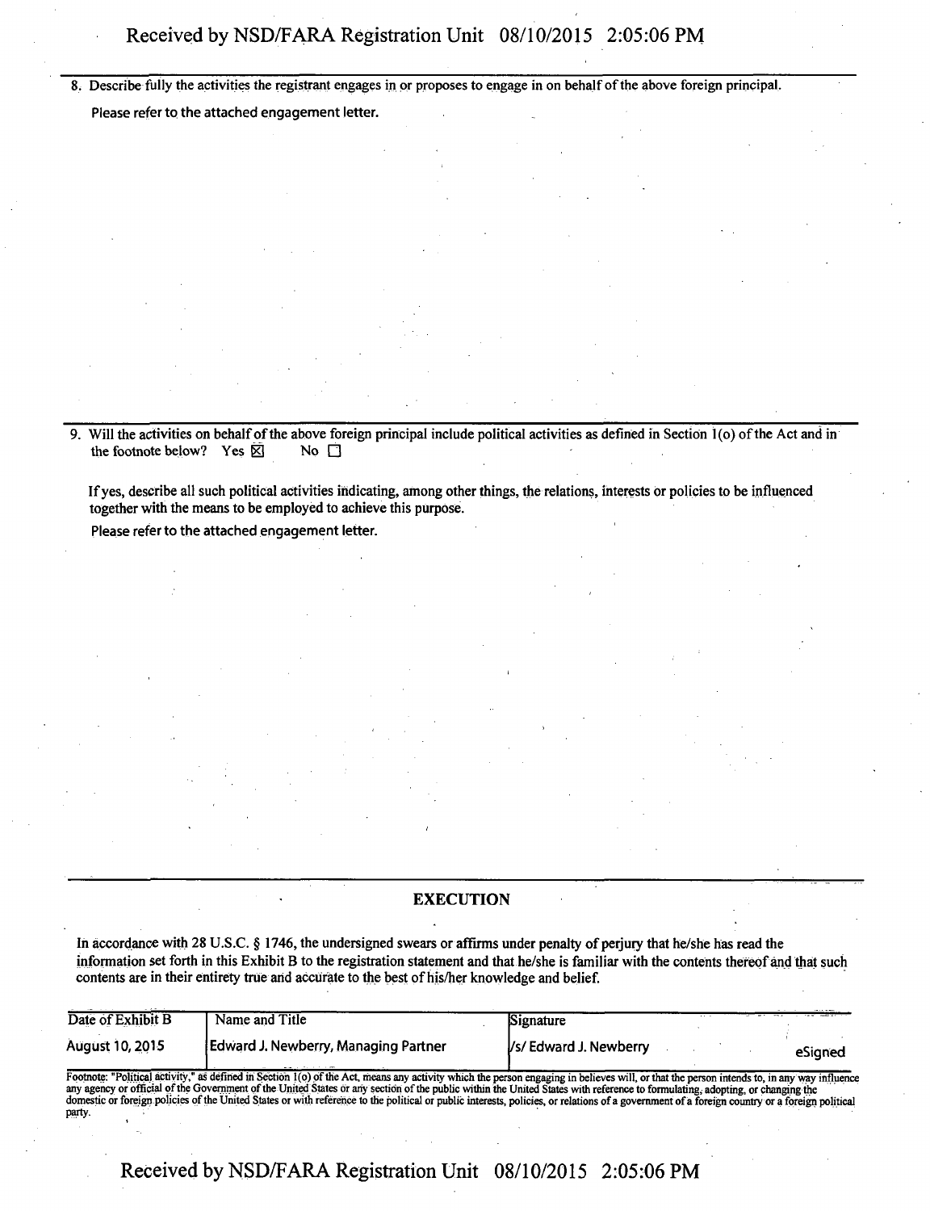8. Describe fully the activities the registrant engages in or proposes to engage in on behalf of the above foreign principal.

Please refer to the attached engagement letter.

9. Will the activities on behalf of the above foreign principal include political activities as defined in Section 1(o) of the Act and in the footnote below? Yes ☒ No ☐

If yes, describe all such political activities indicating, among other things, the relations, interests or policies to be influenced together with the means to be employed to achieve this purpose.

Please refer to the attached engagement letter.

## EXECUTION

In accordance with 28 U.S.C. § 1746, the undersigned swears or affirms under penalty of perjury that he/she has read the information set forth in this Exhibit B to the registration statement and that he/she is familiar with the contents thereof and that such contents are in their entirety true and accurate to the best of his/her knowledge and belief.

| Date of Exhibit B | Name and Title | Signature |
|---|---|---|
| August 10, 2015 | Edward J. Newberry, Managing Partner | /s/ Edward J. Newberry eSigned |

Footnote: "Political activity," as defined in Section 1(o) of the Act, means any activity which the person engaging in believes will, or that the person intends to, in any way influence any agency or official of the Government of the United States or any section of the public within the United States with reference to formulating, adopting, or changing the domestic or foreign policies of the United States or with reference to the political or public interests, policies, or relations of a government of a foreign country or a foreign political party.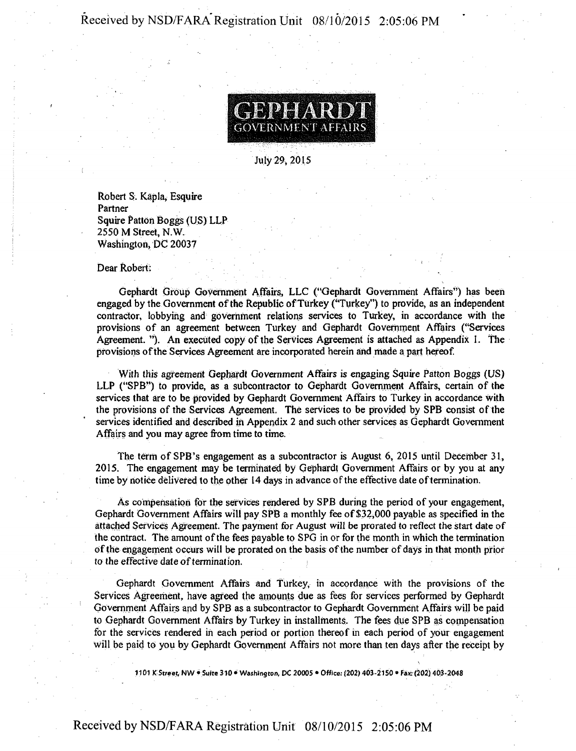**GEPHARDT**
GOVERNMENT AFFAIRS

July 29, 2015

Robert S. Kapla, Esquire
Partner
Squire Patton Boggs (US) LLP
2550 M Street, N.W.
Washington, DC 20037

Dear Robert:

Gephardt Group Government Affairs, LLC ("Gephardt Government Affairs") has been engaged by the Government of the Republic of Turkey ("Turkey") to provide, as an independent contractor, lobbying and government relations services to Turkey, in accordance with the provisions of an agreement between Turkey and Gephardt Government Affairs ("Services Agreement. "). An executed copy of the Services Agreement is attached as Appendix 1. The provisions of the Services Agreement are incorporated herein and made a part hereof.

With this agreement Gephardt Government Affairs is engaging Squire Patton Boggs (US) LLP ("SPB") to provide, as a subcontractor to Gephardt Government Affairs, certain of the services that are to be provided by Gephardt Government Affairs to Turkey in accordance with the provisions of the Services Agreement. The services to be provided by SPB consist of the services identified and described in Appendix 2 and such other services as Gephardt Government Affairs and you may agree from time to time.

The term of SPB's engagement as a subcontractor is August 6, 2015 until December 31, 2015. The engagement may be terminated by Gephardt Government Affairs or by you at any time by notice delivered to the other 14 days in advance of the effective date of termination.

As compensation for the services rendered by SPB during the period of your engagement, Gephardt Government Affairs will pay SPB a monthly fee of $32,000 payable as specified in the attached Services Agreement. The payment for August will be prorated to reflect the start date of the contract. The amount of the fees payable to SPG in or for the month in which the termination of the engagement occurs will be prorated on the basis of the number of days in that month prior to the effective date of termination.

Gephardt Government Affairs and Turkey, in accordance with the provisions of the Services Agreement, have agreed the amounts due as fees for services performed by Gephardt Government Affairs and by SPB as a subcontractor to Gephardt Government Affairs will be paid to Gephardt Government Affairs by Turkey in installments. The fees due SPB as compensation for the services rendered in each period or portion thereof in each period of your engagement will be paid to you by Gephardt Government Affairs not more than ten days after the receipt by

1101 K Street, NW • Suite 310 • Washington, DC 20005 • Office: (202) 403-2150 • Fax: (202) 403-2048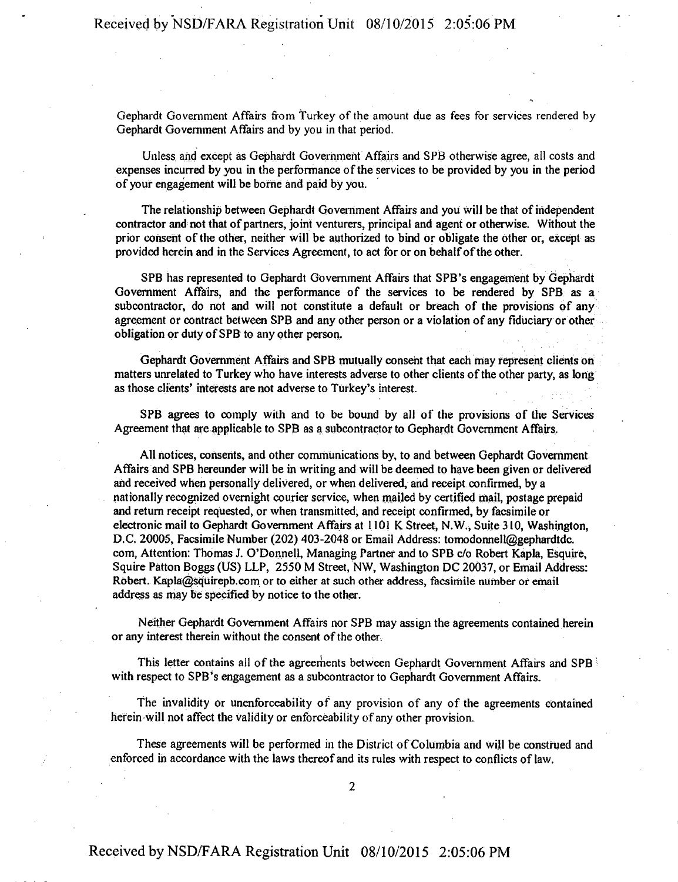Gephardt Government Affairs from Turkey of the amount due as fees for services rendered by Gephardt Government Affairs and by you in that period.

Unless and except as Gephardt Government Affairs and SPB otherwise agree, all costs and expenses incurred by you in the performance of the services to be provided by you in the period of your engagement will be borne and paid by you.

The relationship between Gephardt Government Affairs and you will be that of independent contractor and not that of partners, joint venturers, principal and agent or otherwise. Without the prior consent of the other, neither will be authorized to bind or obligate the other or, except as provided herein and in the Services Agreement, to act for or on behalf of the other.

SPB has represented to Gephardt Government Affairs that SPB's engagement by Gephardt Government Affairs, and the performance of the services to be rendered by SPB as a subcontractor, do not and will not constitute a default or breach of the provisions of any agreement or contract between SPB and any other person or a violation of any fiduciary or other obligation or duty of SPB to any other person.

Gephardt Government Affairs and SPB mutually consent that each may represent clients on matters unrelated to Turkey who have interests adverse to other clients of the other party, as long as those clients' interests are not adverse to Turkey's interest.

SPB agrees to comply with and to be bound by all of the provisions of the Services Agreement that are applicable to SPB as a subcontractor to Gephardt Government Affairs.

All notices, consents, and other communications by, to and between Gephardt Government Affairs and SPB hereunder will be in writing and will be deemed to have been given or delivered and received when personally delivered, or when delivered, and receipt confirmed, by a nationally recognized overnight courier service, when mailed by certified mail, postage prepaid and return receipt requested, or when transmitted, and receipt confirmed, by facsimile or electronic mail to Gephardt Government Affairs at 1101 K Street, N.W., Suite 310, Washington, D.C. 20005, Facsimile Number (202) 403-2048 or Email Address: tomodonnell@gephardtdc.com, Attention: Thomas J. O'Donnell, Managing Partner and to SPB c/o Robert Kapla, Esquire, Squire Patton Boggs (US) LLP, 2550 M Street, NW, Washington DC 20037, or Email Address: Robert.Kapla@squirepb.com or to either at such other address, facsimile number or email address as may be specified by notice to the other.

Neither Gephardt Government Affairs nor SPB may assign the agreements contained herein or any interest therein without the consent of the other.

This letter contains all of the agreements between Gephardt Government Affairs and SPB with respect to SPB's engagement as a subcontractor to Gephardt Government Affairs.

The invalidity or unenforceability of any provision of any of the agreements contained herein will not affect the validity or enforceability of any other provision.

These agreements will be performed in the District of Columbia and will be construed and enforced in accordance with the laws thereof and its rules with respect to conflicts of law.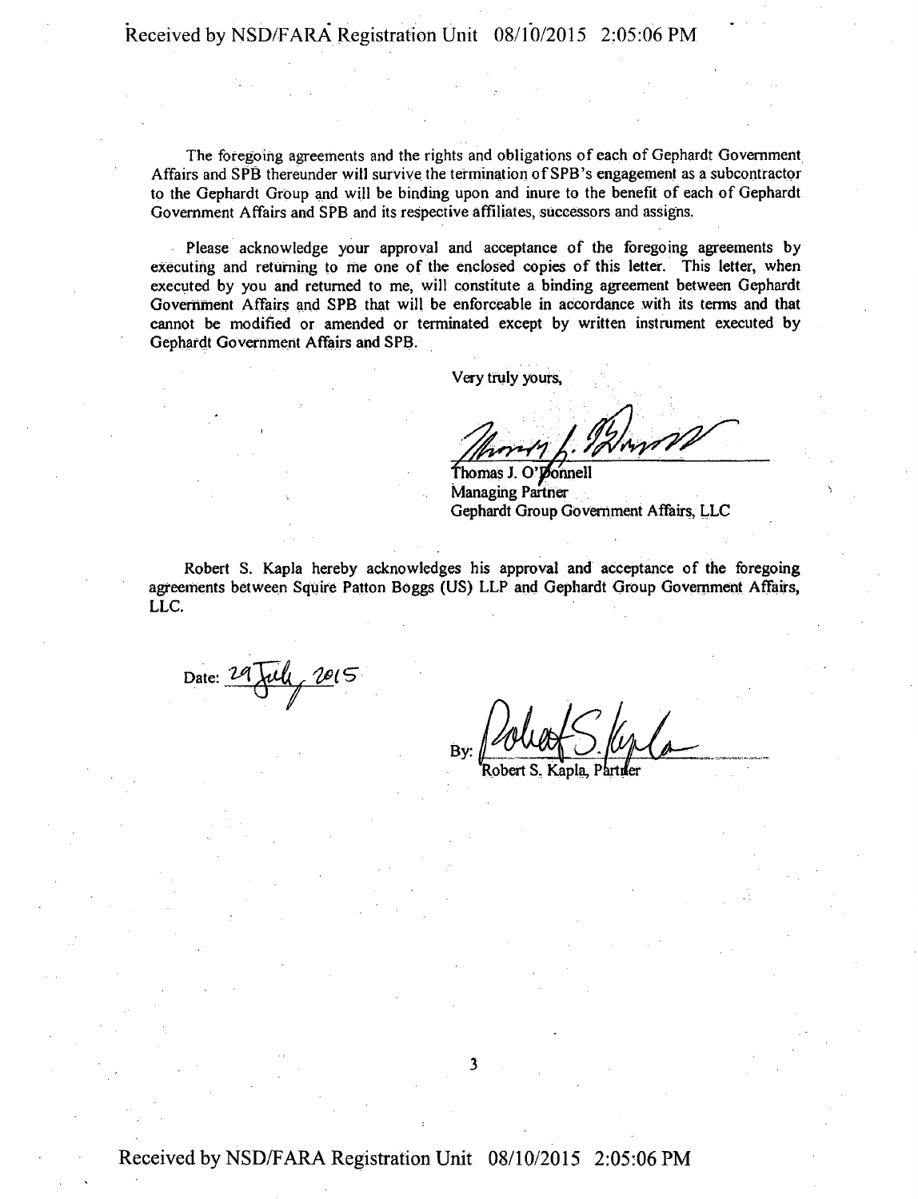The foregoing agreements and the rights and obligations of each of Gephardt Government Affairs and SPB thereunder will survive the termination of SPB's engagement as a subcontractor to the Gephardt Group and will be binding upon and inure to the benefit of each of Gephardt Government Affairs and SPB and its respective affiliates, successors and assigns.

Please acknowledge your approval and acceptance of the foregoing agreements by executing and returning to me one of the enclosed copies of this letter. This letter, when executed by you and returned to me, will constitute a binding agreement between Gephardt Government Affairs and SPB that will be enforceable in accordance with its terms and that cannot be modified or amended or terminated except by written instrument executed by Gephardt Government Affairs and SPB.

Very truly yours,

Thomas J. O'Donnell
Managing Partner
Gephardt Group Government Affairs, LLC

Robert S. Kapla hereby acknowledges his approval and acceptance of the foregoing agreements between Squire Patton Boggs (US) LLP and Gephardt Group Government Affairs, LLC.

Date: 29 July 2015

By: Robert S. Kapla, Partner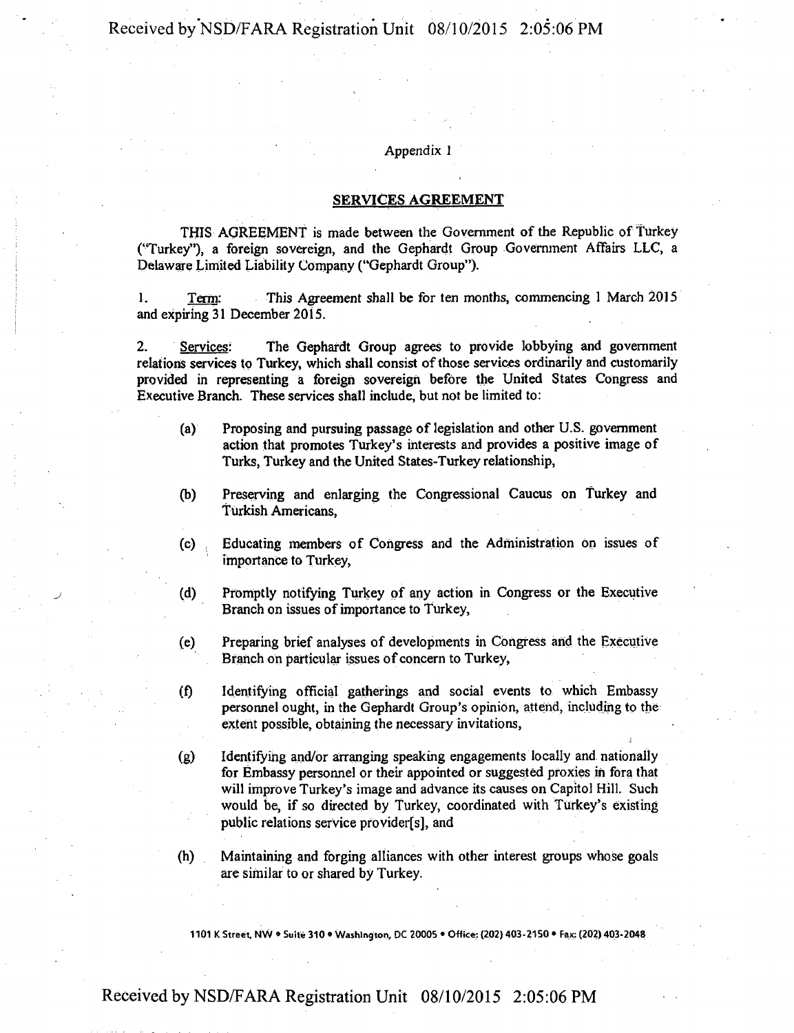Appendix 1

## SERVICES AGREEMENT

THIS AGREEMENT is made between the Government of the Republic of Turkey ("Turkey"), a foreign sovereign, and the Gephardt Group Government Affairs LLC, a Delaware Limited Liability Company ("Gephardt Group").

1. Term: This Agreement shall be for ten months, commencing 1 March 2015 and expiring 31 December 2015.

2. Services: The Gephardt Group agrees to provide lobbying and government relations services to Turkey, which shall consist of those services ordinarily and customarily provided in representing a foreign sovereign before the United States Congress and Executive Branch. These services shall include, but not be limited to:

   (a) Proposing and pursuing passage of legislation and other U.S. government action that promotes Turkey's interests and provides a positive image of Turks, Turkey and the United States-Turkey relationship,

   (b) Preserving and enlarging the Congressional Caucus on Turkey and Turkish Americans,

   (c) Educating members of Congress and the Administration on issues of importance to Turkey,

   (d) Promptly notifying Turkey of any action in Congress or the Executive Branch on issues of importance to Turkey,

   (e) Preparing brief analyses of developments in Congress and the Executive Branch on particular issues of concern to Turkey,

   (f) Identifying official gatherings and social events to which Embassy personnel ought, in the Gephardt Group's opinion, attend, including to the extent possible, obtaining the necessary invitations,

   (g) Identifying and/or arranging speaking engagements locally and nationally for Embassy personnel or their appointed or suggested proxies in fora that will improve Turkey's image and advance its causes on Capitol Hill. Such would be, if so directed by Turkey, coordinated with Turkey's existing public relations service provider[s], and

   (h) Maintaining and forging alliances with other interest groups whose goals are similar to or shared by Turkey.

1101 K Street, NW • Suite 310 • Washington, DC 20005 • Office: (202) 403-2150 • Fax: (202) 403-2048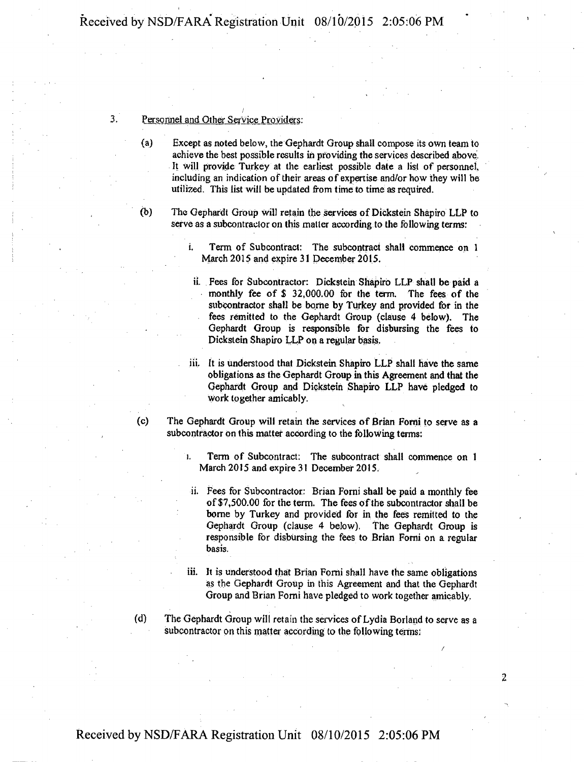3. Personnel and Other Service Providers:

   (a) Except as noted below, the Gephardt Group shall compose its own team to achieve the best possible results in providing the services described above. It will provide Turkey at the earliest possible date a list of personnel, including an indication of their areas of expertise and/or how they will be utilized. This list will be updated from time to time as required.

   (b) The Gephardt Group will retain the services of Dickstein Shapiro LLP to serve as a subcontractor on this matter according to the following terms:

      i. Term of Subcontract: The subcontract shall commence on 1 March 2015 and expire 31 December 2015.

      ii. Fees for Subcontractor: Dickstein Shapiro LLP shall be paid a monthly fee of $ 32,000.00 for the term. The fees of the subcontractor shall be borne by Turkey and provided for in the fees remitted to the Gephardt Group (clause 4 below). The Gephardt Group is responsible for disbursing the fees to Dickstein Shapiro LLP on a regular basis.

      iii. It is understood that Dickstein Shapiro LLP shall have the same obligations as the Gephardt Group in this Agreement and that the Gephardt Group and Dickstein Shapiro LLP have pledged to work together amicably.

   (c) The Gephardt Group will retain the services of Brian Forni to serve as a subcontractor on this matter according to the following terms:

      i. Term of Subcontract: The subcontract shall commence on 1 March 2015 and expire 31 December 2015.

      ii. Fees for Subcontractor: Brian Forni shall be paid a monthly fee of $7,500.00 for the term. The fees of the subcontractor shall be borne by Turkey and provided for in the fees remitted to the Gephardt Group (clause 4 below). The Gephardt Group is responsible for disbursing the fees to Brian Forni on a regular basis.

      iii. It is understood that Brian Forni shall have the same obligations as the Gephardt Group in this Agreement and that the Gephardt Group and Brian Forni have pledged to work together amicably.

   (d) The Gephardt Group will retain the services of Lydia Borland to serve as a subcontractor on this matter according to the following terms: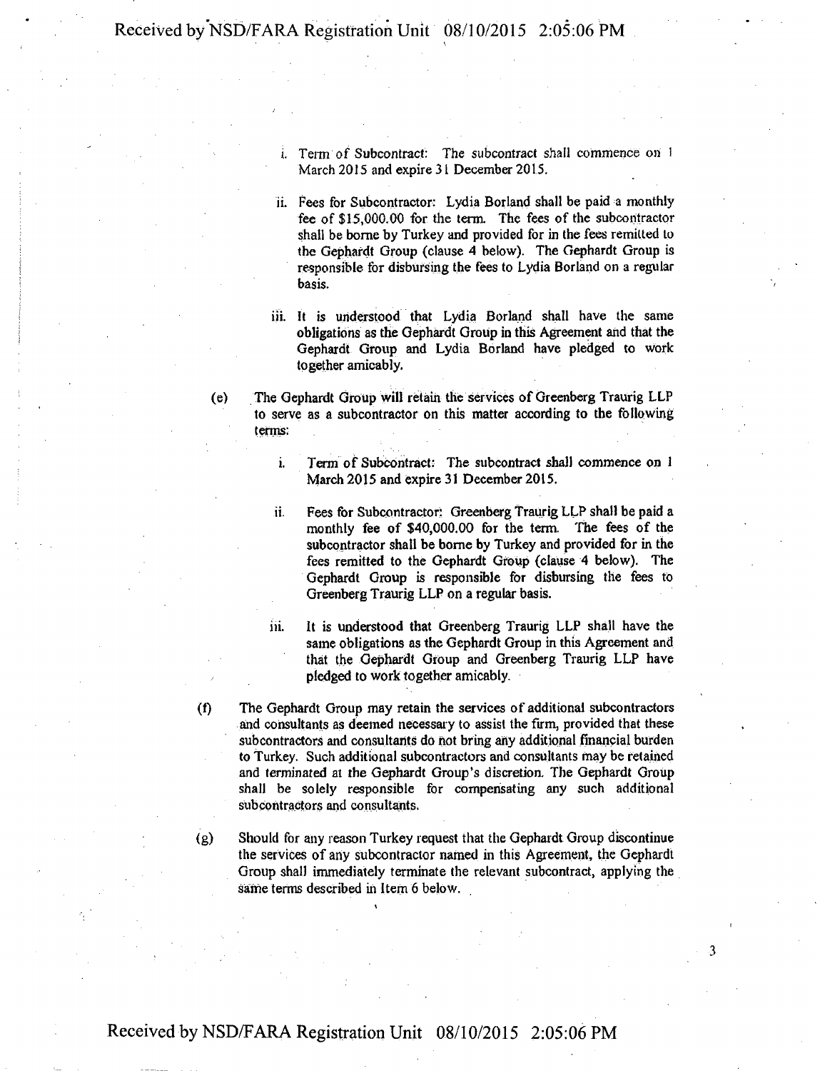i. Term of Subcontract: The subcontract shall commence on 1 March 2015 and expire 31 December 2015.

ii. Fees for Subcontractor: Lydia Borland shall be paid a monthly fee of $15,000.00 for the term. The fees of the subcontractor shall be borne by Turkey and provided for in the fees remitted to the Gephardt Group (clause 4 below). The Gephardt Group is responsible for disbursing the fees to Lydia Borland on a regular basis.

iii. It is understood that Lydia Borland shall have the same obligations as the Gephardt Group in this Agreement and that the Gephardt Group and Lydia Borland have pledged to work together amicably.

(e) The Gephardt Group will retain the services of Greenberg Traurig LLP to serve as a subcontractor on this matter according to the following terms:

i. Term of Subcontract: The subcontract shall commence on 1 March 2015 and expire 31 December 2015.

ii. Fees for Subcontractor: Greenberg Traurig LLP shall be paid a monthly fee of $40,000.00 for the term. The fees of the subcontractor shall be borne by Turkey and provided for in the fees remitted to the Gephardt Group (clause 4 below). The Gephardt Group is responsible for disbursing the fees to Greenberg Traurig LLP on a regular basis.

iii. It is understood that Greenberg Traurig LLP shall have the same obligations as the Gephardt Group in this Agreement and that the Gephardt Group and Greenberg Traurig LLP have pledged to work together amicably.

(f) The Gephardt Group may retain the services of additional subcontractors and consultants as deemed necessary to assist the firm, provided that these subcontractors and consultants do not bring any additional financial burden to Turkey. Such additional subcontractors and consultants may be retained and terminated at the Gephardt Group's discretion. The Gephardt Group shall be solely responsible for compensating any such additional subcontractors and consultants.

(g) Should for any reason Turkey request that the Gephardt Group discontinue the services of any subcontractor named in this Agreement, the Gephardt Group shall immediately terminate the relevant subcontract, applying the same terms described in Item 6 below.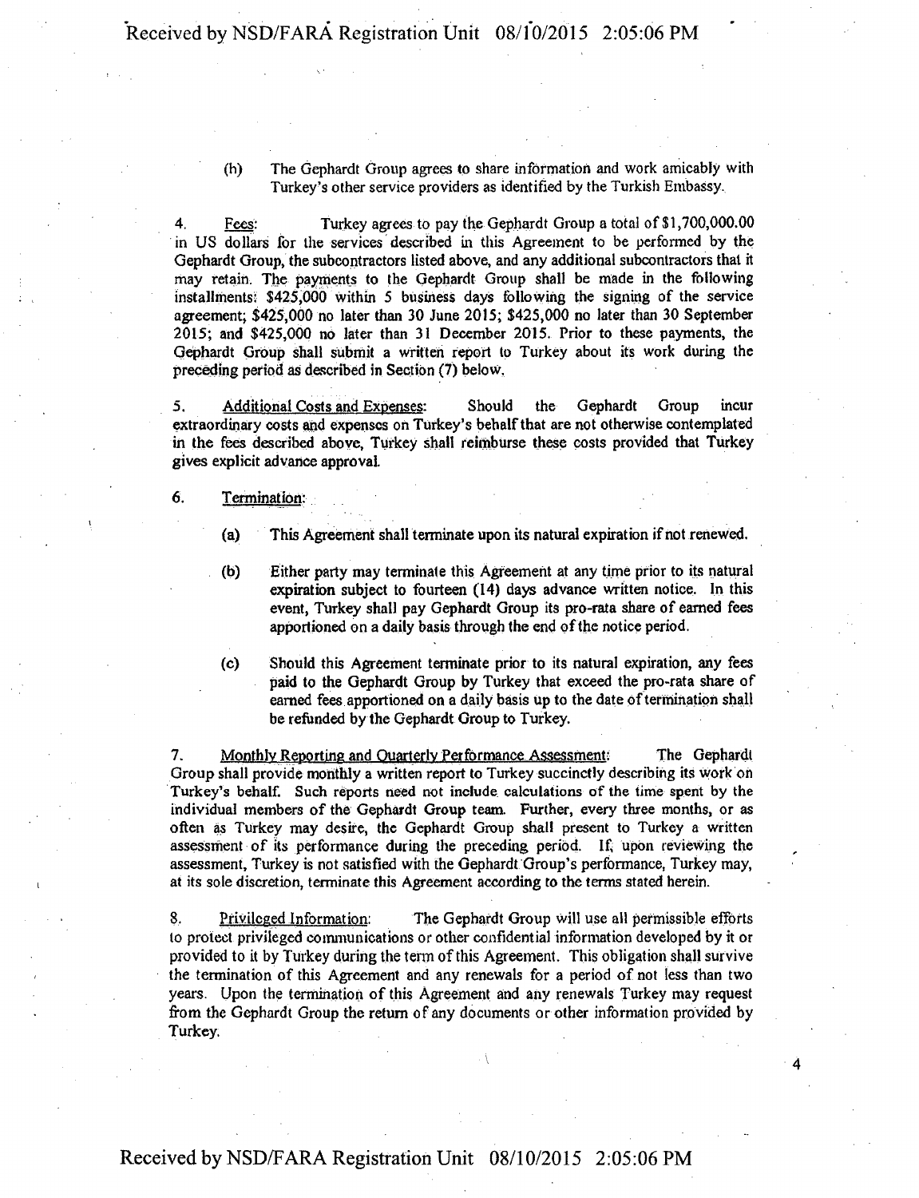(h) The Gephardt Group agrees to share information and work amicably with Turkey's other service providers as identified by the Turkish Embassy.

4. Fees: Turkey agrees to pay the Gephardt Group a total of $1,700,000.00 in US dollars for the services described in this Agreement to be performed by the Gephardt Group, the subcontractors listed above, and any additional subcontractors that it may retain. The payments to the Gephardt Group shall be made in the following installments: $425,000 within 5 business days following the signing of the service agreement; $425,000 no later than 30 June 2015; $425,000 no later than 30 September 2015; and $425,000 no later than 31 December 2015. Prior to these payments, the Gephardt Group shall submit a written report to Turkey about its work during the preceding period as described in Section (7) below.

5. Additional Costs and Expenses: Should the Gephardt Group incur extraordinary costs and expenses on Turkey's behalf that are not otherwise contemplated in the fees described above, Turkey shall reimburse these costs provided that Turkey gives explicit advance approval.

6. Termination:

(a) This Agreement shall terminate upon its natural expiration if not renewed.

(b) Either party may terminate this Agreement at any time prior to its natural expiration subject to fourteen (14) days advance written notice. In this event, Turkey shall pay Gephardt Group its pro-rata share of earned fees apportioned on a daily basis through the end of the notice period.

(c) Should this Agreement terminate prior to its natural expiration, any fees paid to the Gephardt Group by Turkey that exceed the pro-rata share of earned fees apportioned on a daily basis up to the date of termination shall be refunded by the Gephardt Group to Turkey.

7. Monthly Reporting and Quarterly Performance Assessment: The Gephardt Group shall provide monthly a written report to Turkey succinctly describing its work on Turkey's behalf. Such reports need not include calculations of the time spent by the individual members of the Gephardt Group team. Further, every three months, or as often as Turkey may desire, the Gephardt Group shall present to Turkey a written assessment of its performance during the preceding period. If, upon reviewing the assessment, Turkey is not satisfied with the Gephardt Group's performance, Turkey may, at its sole discretion, terminate this Agreement according to the terms stated herein.

8. Privileged Information: The Gephardt Group will use all permissible efforts to protect privileged communications or other confidential information developed by it or provided to it by Turkey during the term of this Agreement. This obligation shall survive the termination of this Agreement and any renewals for a period of not less than two years. Upon the termination of this Agreement and any renewals Turkey may request from the Gephardt Group the return of any documents or other information provided by Turkey.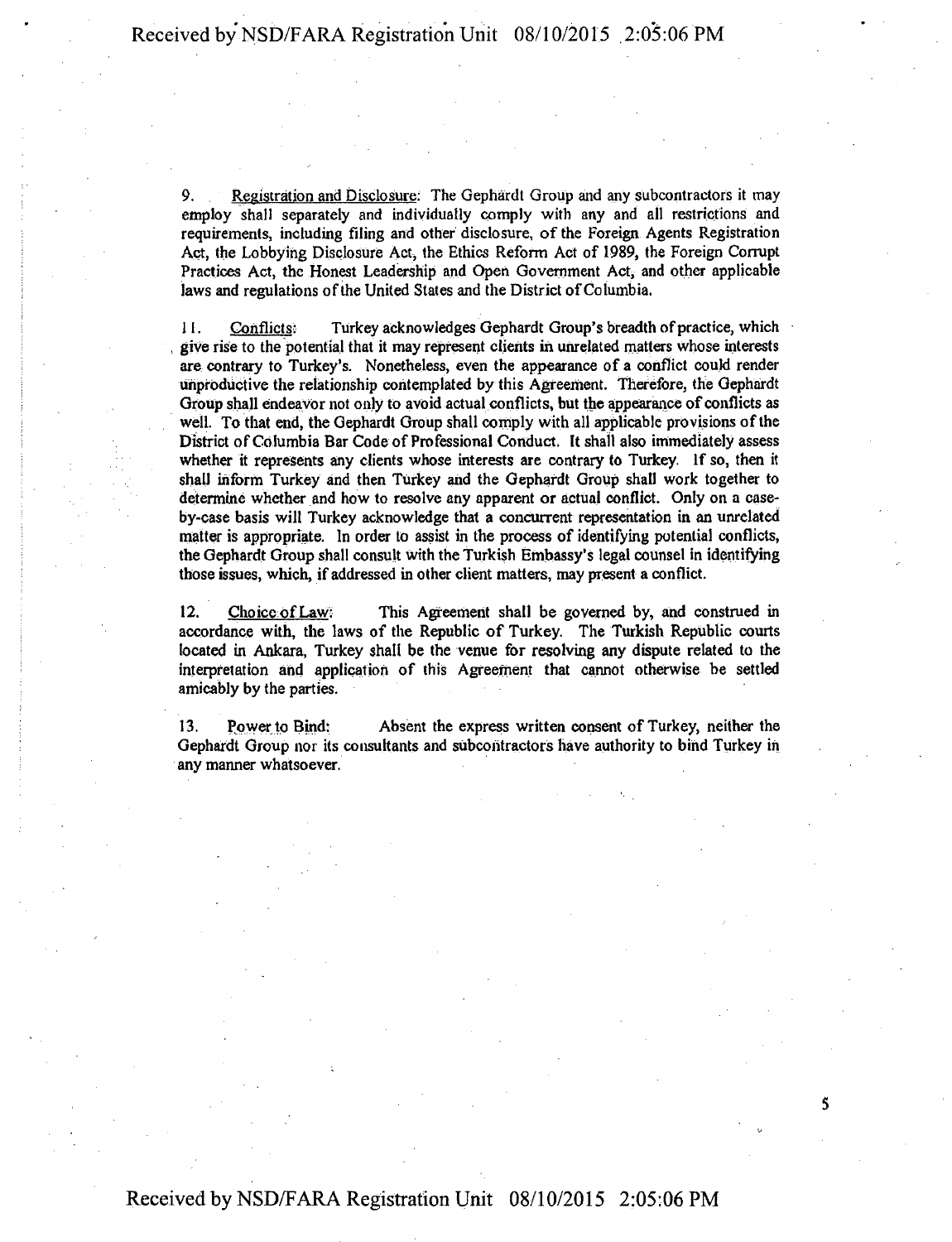9. Registration and Disclosure: The Gephardt Group and any subcontractors it may employ shall separately and individually comply with any and all restrictions and requirements, including filing and other disclosure, of the Foreign Agents Registration Act, the Lobbying Disclosure Act, the Ethics Reform Act of 1989, the Foreign Corrupt Practices Act, the Honest Leadership and Open Government Act, and other applicable laws and regulations of the United States and the District of Columbia.

11. Conflicts: Turkey acknowledges Gephardt Group's breadth of practice, which give rise to the potential that it may represent clients in unrelated matters whose interests are contrary to Turkey's. Nonetheless, even the appearance of a conflict could render unproductive the relationship contemplated by this Agreement. Therefore, the Gephardt Group shall endeavor not only to avoid actual conflicts, but the appearance of conflicts as well. To that end, the Gephardt Group shall comply with all applicable provisions of the District of Columbia Bar Code of Professional Conduct. It shall also immediately assess whether it represents any clients whose interests are contrary to Turkey. If so, then it shall inform Turkey and then Turkey and the Gephardt Group shall work together to determine whether and how to resolve any apparent or actual conflict. Only on a case-by-case basis will Turkey acknowledge that a concurrent representation in an unrelated matter is appropriate. In order to assist in the process of identifying potential conflicts, the Gephardt Group shall consult with the Turkish Embassy's legal counsel in identifying those issues, which, if addressed in other client matters, may present a conflict.

12. Choice of Law: This Agreement shall be governed by, and construed in accordance with, the laws of the Republic of Turkey. The Turkish Republic courts located in Ankara, Turkey shall be the venue for resolving any dispute related to the interpretation and application of this Agreement that cannot otherwise be settled amicably by the parties.

13. Power to Bind: Absent the express written consent of Turkey, neither the Gephardt Group nor its consultants and subcontractors have authority to bind Turkey in any manner whatsoever.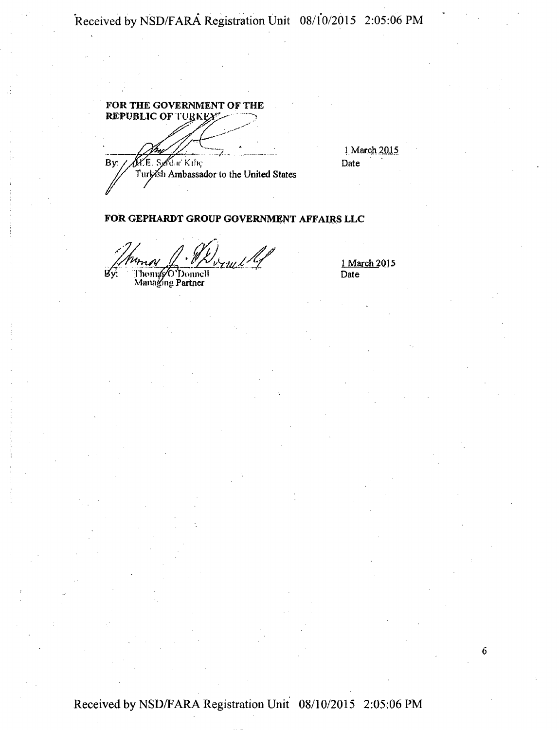**FOR THE GOVERNMENT OF THE REPUBLIC OF TURKEY**

By: H.E. Serdar Kılıç
Turkish Ambassador to the United States

1 March 2015
Date

**FOR GEPHARDT GROUP GOVERNMENT AFFAIRS LLC**

By: Thomas O'Donnell
Managing Partner

1 March 2015
Date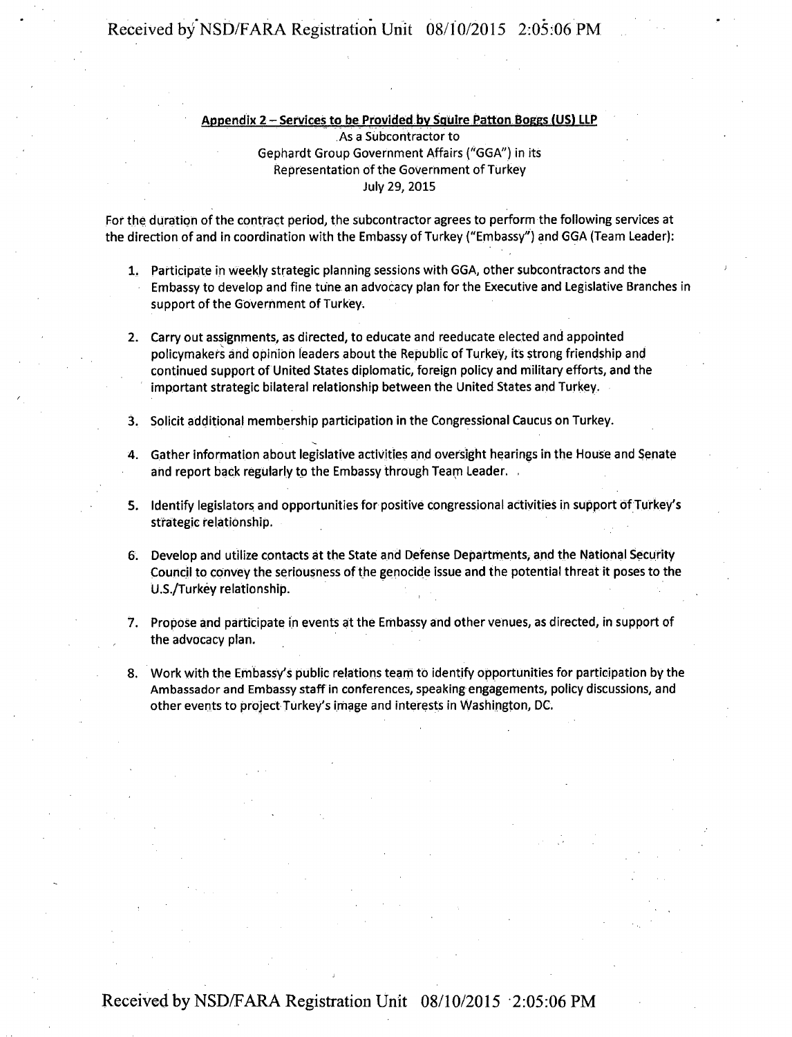**Appendix 2 – Services to be Provided by Squire Patton Boggs (US) LLP**

As a Subcontractor to
Gephardt Group Government Affairs ("GGA") in its
Representation of the Government of Turkey
July 29, 2015

For the duration of the contract period, the subcontractor agrees to perform the following services at the direction of and in coordination with the Embassy of Turkey ("Embassy") and GGA (Team Leader):

1. Participate in weekly strategic planning sessions with GGA, other subcontractors and the Embassy to develop and fine tune an advocacy plan for the Executive and Legislative Branches in support of the Government of Turkey.

2. Carry out assignments, as directed, to educate and reeducate elected and appointed policymakers and opinion leaders about the Republic of Turkey, its strong friendship and continued support of United States diplomatic, foreign policy and military efforts, and the important strategic bilateral relationship between the United States and Turkey.

3. Solicit additional membership participation in the Congressional Caucus on Turkey.

4. Gather information about legislative activities and oversight hearings in the House and Senate and report back regularly to the Embassy through Team Leader.

5. Identify legislators and opportunities for positive congressional activities in support of Turkey's strategic relationship.

6. Develop and utilize contacts at the State and Defense Departments, and the National Security Council to convey the seriousness of the genocide issue and the potential threat it poses to the U.S./Turkey relationship.

7. Propose and participate in events at the Embassy and other venues, as directed, in support of the advocacy plan.

8. Work with the Embassy's public relations team to identify opportunities for participation by the Ambassador and Embassy staff in conferences, speaking engagements, policy discussions, and other events to project Turkey's image and interests in Washington, DC.